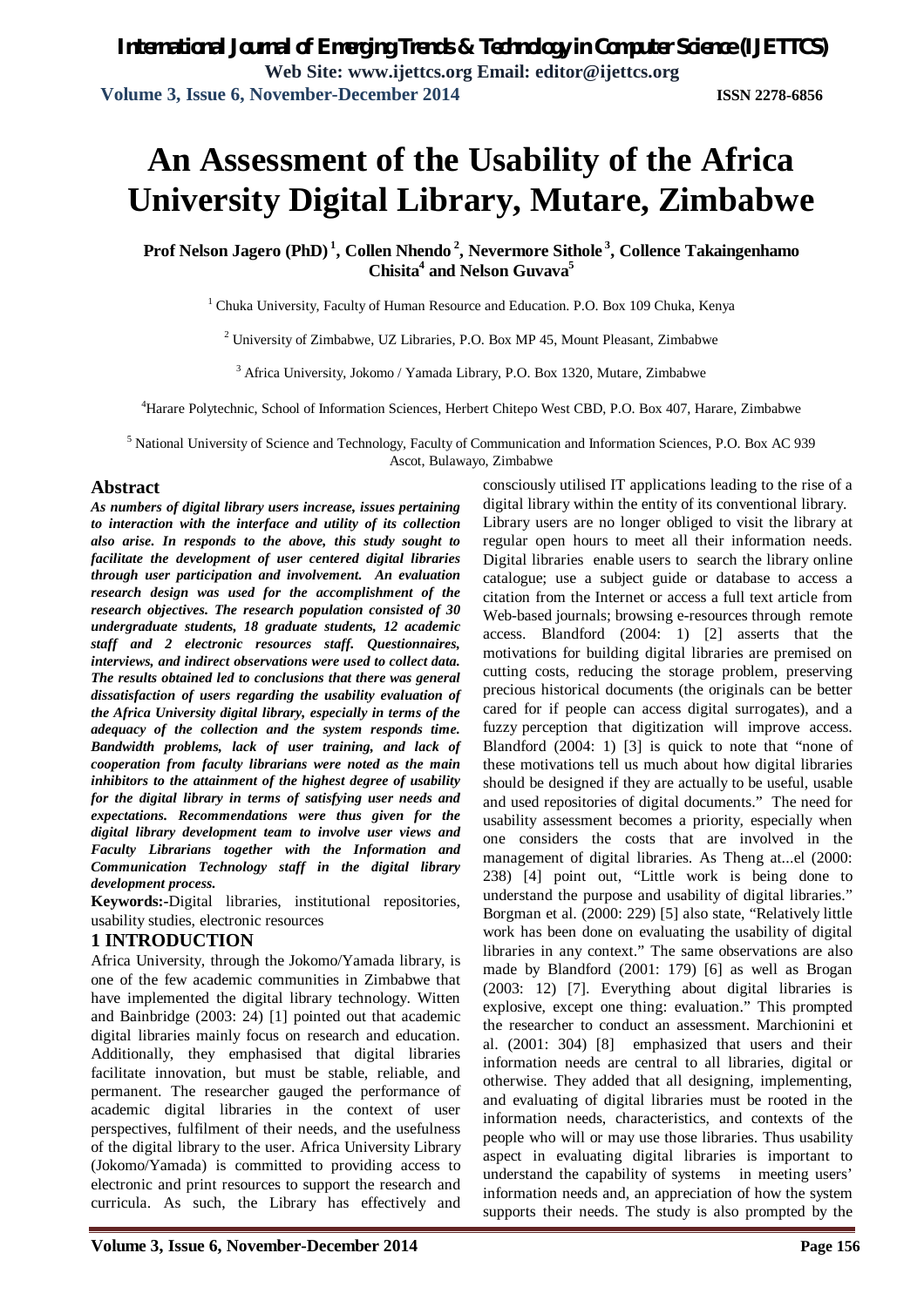# An Assessment of the Usability of the Africa University Digital Library, Mutare, Zimbabwe

**Prof Nelson Jagero (PhD)** [1], **Collen Nhendo** [2], **Nevermore Sithole** [3], **Collence Takaingenhamo Chisita** [4] **and Nelson Guvava** [5]

[1] Chuka University, Faculty of Human Resource and Education. P.O. Box 109 Chuka, Kenya

[2] University of Zimbabwe, UZ Libraries, P.O. Box MP 45, Mount Pleasant, Zimbabwe

[3] Africa University, Jokomo / Yamada Library, P.O. Box 1320, Mutare, Zimbabwe

[4] Harare Polytechnic, School of Information Sciences, Herbert Chitepo West CBD, P.O. Box 407, Harare, Zimbabwe

[5] National University of Science and Technology, Faculty of Communication and Information Sciences, P.O. Box AC 939 Ascot, Bulawayo, Zimbabwe

## Abstract

***As numbers of digital library users increase, issues pertaining to interaction with the interface and utility of its collection also arise. In responds to the above, this study sought to facilitate the development of user centered digital libraries through user participation and involvement. An evaluation research design was used for the accomplishment of the research objectives. The research population consisted of 30 undergraduate students, 18 graduate students, 12 academic staff and 2 electronic resources staff. Questionnaires, interviews, and indirect observations were used to collect data. The results obtained led to conclusions that there was general dissatisfaction of users regarding the usability evaluation of the Africa University digital library, especially in terms of the adequacy of the collection and the system responds time. Bandwidth problems, lack of user training, and lack of cooperation from faculty librarians were noted as the main inhibitors to the attainment of the highest degree of usability for the digital library in terms of satisfying user needs and expectations. Recommendations were thus given for the digital library development team to involve user views and Faculty Librarians together with the Information and Communication Technology staff in the digital library development process.***

**Keywords:-**Digital libraries, institutional repositories, usability studies, electronic resources

## 1 INTRODUCTION

Africa University, through the Jokomo/Yamada library, is one of the few academic communities in Zimbabwe that have implemented the digital library technology. Witten and Bainbridge (2003: 24) [1] pointed out that academic digital libraries mainly focus on research and education. Additionally, they emphasised that digital libraries facilitate innovation, but must be stable, reliable, and permanent. The researcher gauged the performance of academic digital libraries in the context of user perspectives, fulfilment of their needs, and the usefulness of the digital library to the user. Africa University Library (Jokomo/Yamada) is committed to providing access to electronic and print resources to support the research and curricula. As such, the Library has effectively and consciously utilised IT applications leading to the rise of a digital library within the entity of its conventional library. Library users are no longer obliged to visit the library at regular open hours to meet all their information needs. Digital libraries enable users to search the library online catalogue; use a subject guide or database to access a citation from the Internet or access a full text article from Web-based journals; browsing e-resources through remote access. Blandford (2004: 1) [2] asserts that the motivations for building digital libraries are premised on cutting costs, reducing the storage problem, preserving precious historical documents (the originals can be better cared for if people can access digital surrogates), and a fuzzy perception that digitization will improve access. Blandford (2004: 1) [3] is quick to note that "none of these motivations tell us much about how digital libraries should be designed if they are actually to be useful, usable and used repositories of digital documents." The need for usability assessment becomes a priority, especially when one considers the costs that are involved in the management of digital libraries. As Theng at...el (2000: 238) [4] point out, "Little work is being done to understand the purpose and usability of digital libraries." Borgman et al. (2000: 229) [5] also state, "Relatively little work has been done on evaluating the usability of digital libraries in any context." The same observations are also made by Blandford (2001: 179) [6] as well as Brogan (2003: 12) [7]. Everything about digital libraries is explosive, except one thing: evaluation." This prompted the researcher to conduct an assessment. Marchionini et al. (2001: 304) [8] emphasized that users and their information needs are central to all libraries, digital or otherwise. They added that all designing, implementing, and evaluating of digital libraries must be rooted in the information needs, characteristics, and contexts of the people who will or may use those libraries. Thus usability aspect in evaluating digital libraries is important to understand the capability of systems in meeting users' information needs and, an appreciation of how the system supports their needs. The study is also prompted by the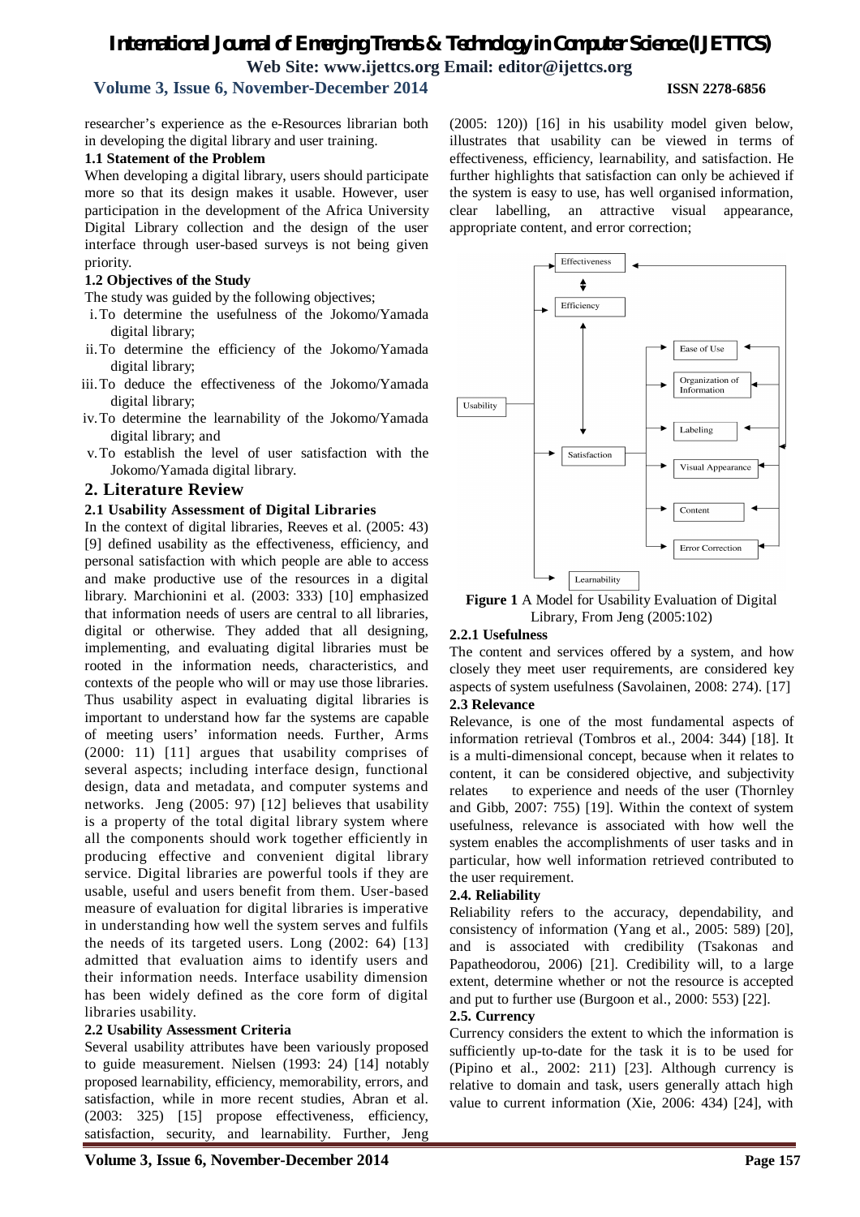researcher's experience as the e-Resources librarian both in developing the digital library and user training.

### 1.1 Statement of the Problem

When developing a digital library, users should participate more so that its design makes it usable. However, user participation in the development of the Africa University Digital Library collection and the design of the user interface through user-based surveys is not being given priority.

### 1.2 Objectives of the Study

The study was guided by the following objectives;

i. To determine the usefulness of the Jokomo/Yamada digital library;
ii. To determine the efficiency of the Jokomo/Yamada digital library;
iii. To deduce the effectiveness of the Jokomo/Yamada digital library;
iv. To determine the learnability of the Jokomo/Yamada digital library; and
v. To establish the level of user satisfaction with the Jokomo/Yamada digital library.

## 2. Literature Review

### 2.1 Usability Assessment of Digital Libraries

In the context of digital libraries, Reeves et al. (2005: 43) [9] defined usability as the effectiveness, efficiency, and personal satisfaction with which people are able to access and make productive use of the resources in a digital library. Marchionini et al. (2003: 333) [10] emphasized that information needs of users are central to all libraries, digital or otherwise. They added that all designing, implementing, and evaluating digital libraries must be rooted in the information needs, characteristics, and contexts of the people who will or may use those libraries. Thus usability aspect in evaluating digital libraries is important to understand how far the systems are capable of meeting users' information needs. Further, Arms (2000: 11) [11] argues that usability comprises of several aspects; including interface design, functional design, data and metadata, and computer systems and networks. Jeng (2005: 97) [12] believes that usability is a property of the total digital library system where all the components should work together efficiently in producing effective and convenient digital library service. Digital libraries are powerful tools if they are usable, useful and users benefit from them. User-based measure of evaluation for digital libraries is imperative in understanding how well the system serves and fulfils the needs of its targeted users. Long (2002: 64) [13] admitted that evaluation aims to identify users and their information needs. Interface usability dimension has been widely defined as the core form of digital libraries usability.

### 2.2 Usability Assessment Criteria

Several usability attributes have been variously proposed to guide measurement. Nielsen (1993: 24) [14] notably proposed learnability, efficiency, memorability, errors, and satisfaction, while in more recent studies, Abran et al. (2003: 325) [15] propose effectiveness, efficiency, satisfaction, security, and learnability. Further, Jeng (2005: 120)) [16] in his usability model given below, illustrates that usability can be viewed in terms of effectiveness, efficiency, learnability, and satisfaction. He further highlights that satisfaction can only be achieved if the system is easy to use, has well organised information, clear labelling, an attractive visual appearance, appropriate content, and error correction;

**Figure 1** A Model for Usability Evaluation of Digital Library, From Jeng (2005:102)

#### 2.2.1 Usefulness

The content and services offered by a system, and how closely they meet user requirements, are considered key aspects of system usefulness (Savolainen, 2008: 274). [17]

### 2.3 Relevance

Relevance, is one of the most fundamental aspects of information retrieval (Tombros et al., 2004: 344) [18]. It is a multi-dimensional concept, because when it relates to content, it can be considered objective, and subjectivity relates to experience and needs of the user (Thornley and Gibb, 2007: 755) [19]. Within the context of system usefulness, relevance is associated with how well the system enables the accomplishments of user tasks and in particular, how well information retrieved contributed to the user requirement.

### 2.4. Reliability

Reliability refers to the accuracy, dependability, and consistency of information (Yang et al., 2005: 589) [20], and is associated with credibility (Tsakonas and Papatheodorou, 2006) [21]. Credibility will, to a large extent, determine whether or not the resource is accepted and put to further use (Burgoon et al., 2000: 553) [22].

### 2.5. Currency

Currency considers the extent to which the information is sufficiently up-to-date for the task it is to be used for (Pipino et al., 2002: 211) [23]. Although currency is relative to domain and task, users generally attach high value to current information (Xie, 2006: 434) [24], with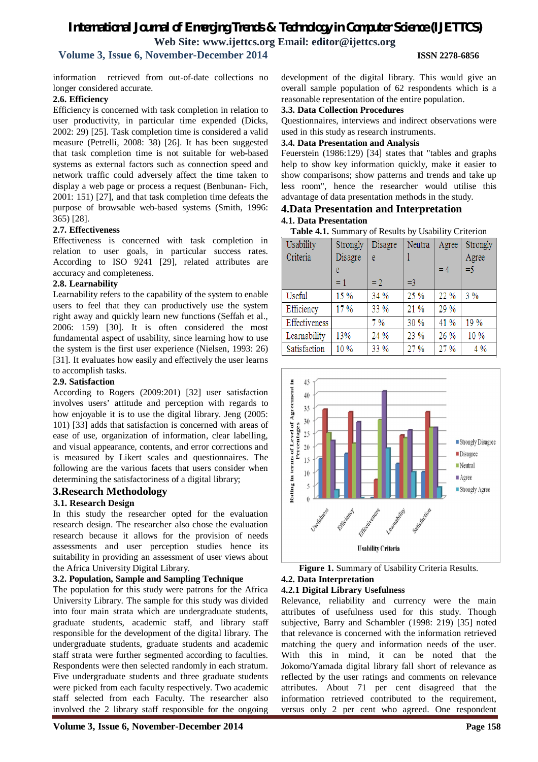information retrieved from out-of-date collections no longer considered accurate.

### 2.6. Efficiency

Efficiency is concerned with task completion in relation to user productivity, in particular time expended (Dicks, 2002: 29) [25]. Task completion time is considered a valid measure (Petrelli, 2008: 38) [26]. It has been suggested that task completion time is not suitable for web-based systems as external factors such as connection speed and network traffic could adversely affect the time taken to display a web page or process a request (Benbunan- Fich, 2001: 151) [27], and that task completion time defeats the purpose of browsable web-based systems (Smith, 1996: 365) [28].

### 2.7. Effectiveness

Effectiveness is concerned with task completion in relation to user goals, in particular success rates. According to ISO 9241 [29], related attributes are accuracy and completeness.

### 2.8. Learnability

Learnability refers to the capability of the system to enable users to feel that they can productively use the system right away and quickly learn new functions (Seffah et al., 2006: 159) [30]. It is often considered the most fundamental aspect of usability, since learning how to use the system is the first user experience (Nielsen, 1993: 26) [31]. It evaluates how easily and effectively the user learns to accomplish tasks.

### 2.9. Satisfaction

According to Rogers (2009:201) [32] user satisfaction involves users' attitude and perception with regards to how enjoyable it is to use the digital library. Jeng (2005: 101) [33] adds that satisfaction is concerned with areas of ease of use, organization of information, clear labelling, and visual appearance, contents, and error corrections and is measured by Likert scales and questionnaires. The following are the various facets that users consider when determining the satisfactoriness of a digital library;

## 3.Research Methodology

### 3.1. Research Design

In this study the researcher opted for the evaluation research design. The researcher also chose the evaluation research because it allows for the provision of needs assessments and user perception studies hence its suitability in providing an assessment of user views about the Africa University Digital Library.

### 3.2. Population, Sample and Sampling Technique

The population for this study were patrons for the Africa University Library. The sample for this study was divided into four main strata which are undergraduate students, graduate students, academic staff, and library staff responsible for the development of the digital library. The undergraduate students, graduate students and academic staff strata were further segmented according to faculties. Respondents were then selected randomly in each stratum. Five undergraduate students and three graduate students were picked from each faculty respectively. Two academic staff selected from each Faculty. The researcher also involved the 2 library staff responsible for the ongoing development of the digital library. This would give an overall sample population of 62 respondents which is a reasonable representation of the entire population.

### 3.3. Data Collection Procedures

Questionnaires, interviews and indirect observations were used in this study as research instruments.

### 3.4. Data Presentation and Analysis

Feuerstein (1986:129) [34] states that "tables and graphs help to show key information quickly, make it easier to show comparisons; show patterns and trends and take up less room", hence the researcher would utilise this advantage of data presentation methods in the study.

## 4.Data Presentation and Interpretation

### 4.1. Data Presentation

**Table 4.1.** Summary of Results by Usability Criterion

| Usability Criteria | Strongly Disagree = 1 | Disagree = 2 | Neutral =3 | Agree = 4 | Strongly Agree =5 |
|---|---|---|---|---|---|
| Useful | 15 % | 34 % | 25 % | 22 % | 3 % |
| Efficiency | 17 % | 33 % | 21 % | 29 % | |
| Effectiveness | | 7 % | 30 % | 41 % | 19 % |
| Learnability | 13% | 24 % | 23 % | 26 % | 10 % |
| Satisfaction | 10 % | 33 % | 27 % | 27 % | 4 % |

**Figure 1.** Summary of Usability Criteria Results.

### 4.2. Data Interpretation

#### 4.2.1 Digital Library Usefulness

Relevance, reliability and currency were the main attributes of usefulness used for this study. Though subjective, Barry and Schambler (1998: 219) [35] noted that relevance is concerned with the information retrieved matching the query and information needs of the user. With this in mind, it can be noted that the Jokomo/Yamada digital library fall short of relevance as reflected by the user ratings and comments on relevance attributes. About 71 per cent disagreed that the information retrieved contributed to the requirement, versus only 2 per cent who agreed. One respondent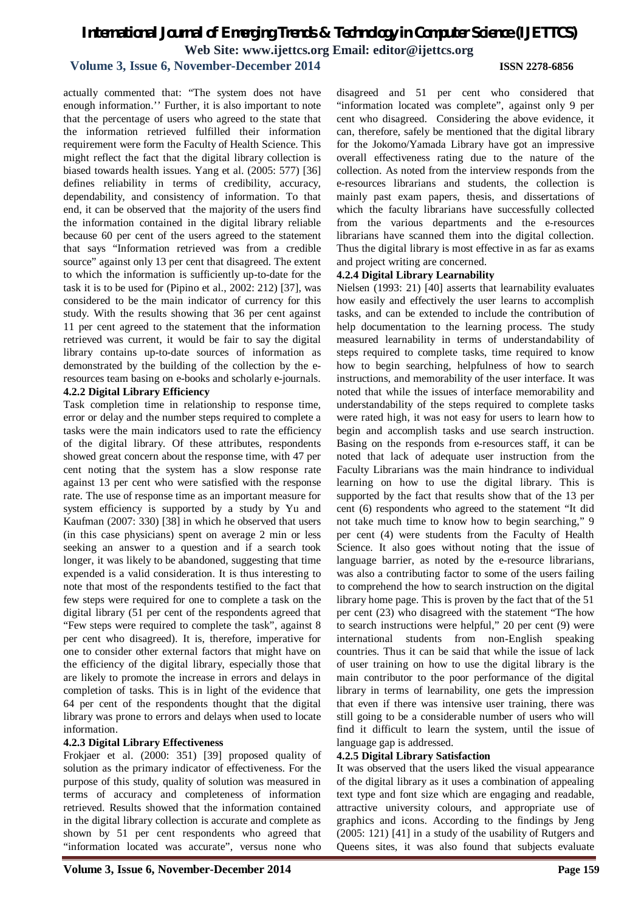actually commented that: "The system does not have enough information.'' Further, it is also important to note that the percentage of users who agreed to the state that the information retrieved fulfilled their information requirement were form the Faculty of Health Science. This might reflect the fact that the digital library collection is biased towards health issues. Yang et al. (2005: 577) [36] defines reliability in terms of credibility, accuracy, dependability, and consistency of information. To that end, it can be observed that the majority of the users find the information contained in the digital library reliable because 60 per cent of the users agreed to the statement that says "Information retrieved was from a credible source" against only 13 per cent that disagreed. The extent to which the information is sufficiently up-to-date for the task it is to be used for (Pipino et al., 2002: 212) [37], was considered to be the main indicator of currency for this study. With the results showing that 36 per cent against 11 per cent agreed to the statement that the information retrieved was current, it would be fair to say the digital library contains up-to-date sources of information as demonstrated by the building of the collection by the e-resources team basing on e-books and scholarly e-journals.

#### 4.2.2 Digital Library Efficiency

Task completion time in relationship to response time, error or delay and the number steps required to complete a tasks were the main indicators used to rate the efficiency of the digital library. Of these attributes, respondents showed great concern about the response time, with 47 per cent noting that the system has a slow response rate against 13 per cent who were satisfied with the response rate. The use of response time as an important measure for system efficiency is supported by a study by Yu and Kaufman (2007: 330) [38] in which he observed that users (in this case physicians) spent on average 2 min or less seeking an answer to a question and if a search took longer, it was likely to be abandoned, suggesting that time expended is a valid consideration. It is thus interesting to note that most of the respondents testified to the fact that few steps were required for one to complete a task on the digital library (51 per cent of the respondents agreed that "Few steps were required to complete the task", against 8 per cent who disagreed). It is, therefore, imperative for one to consider other external factors that might have on the efficiency of the digital library, especially those that are likely to promote the increase in errors and delays in completion of tasks. This is in light of the evidence that 64 per cent of the respondents thought that the digital library was prone to errors and delays when used to locate information.

#### 4.2.3 Digital Library Effectiveness

Frokjaer et al. (2000: 351) [39] proposed quality of solution as the primary indicator of effectiveness. For the purpose of this study, quality of solution was measured in terms of accuracy and completeness of information retrieved. Results showed that the information contained in the digital library collection is accurate and complete as shown by 51 per cent respondents who agreed that "information located was accurate", versus none who disagreed and 51 per cent who considered that "information located was complete", against only 9 per cent who disagreed. Considering the above evidence, it can, therefore, safely be mentioned that the digital library for the Jokomo/Yamada Library have got an impressive overall effectiveness rating due to the nature of the collection. As noted from the interview responds from the e-resources librarians and students, the collection is mainly past exam papers, thesis, and dissertations of which the faculty librarians have successfully collected from the various departments and the e-resources librarians have scanned them into the digital collection. Thus the digital library is most effective in as far as exams and project writing are concerned.

#### 4.2.4 Digital Library Learnability

Nielsen (1993: 21) [40] asserts that learnability evaluates how easily and effectively the user learns to accomplish tasks, and can be extended to include the contribution of help documentation to the learning process. The study measured learnability in terms of understandability of steps required to complete tasks, time required to know how to begin searching, helpfulness of how to search instructions, and memorability of the user interface. It was noted that while the issues of interface memorability and understandability of the steps required to complete tasks were rated high, it was not easy for users to learn how to begin and accomplish tasks and use search instruction. Basing on the responds from e-resources staff, it can be noted that lack of adequate user instruction from the Faculty Librarians was the main hindrance to individual learning on how to use the digital library. This is supported by the fact that results show that of the 13 per cent (6) respondents who agreed to the statement "It did not take much time to know how to begin searching," 9 per cent (4) were students from the Faculty of Health Science. It also goes without noting that the issue of language barrier, as noted by the e-resource librarians, was also a contributing factor to some of the users failing to comprehend the how to search instruction on the digital library home page. This is proven by the fact that of the 51 per cent (23) who disagreed with the statement "The how to search instructions were helpful," 20 per cent (9) were international students from non-English speaking countries. Thus it can be said that while the issue of lack of user training on how to use the digital library is the main contributor to the poor performance of the digital library in terms of learnability, one gets the impression that even if there was intensive user training, there was still going to be a considerable number of users who will find it difficult to learn the system, until the issue of language gap is addressed.

#### 4.2.5 Digital Library Satisfaction

It was observed that the users liked the visual appearance of the digital library as it uses a combination of appealing text type and font size which are engaging and readable, attractive university colours, and appropriate use of graphics and icons. According to the findings by Jeng (2005: 121) [41] in a study of the usability of Rutgers and Queens sites, it was also found that subjects evaluate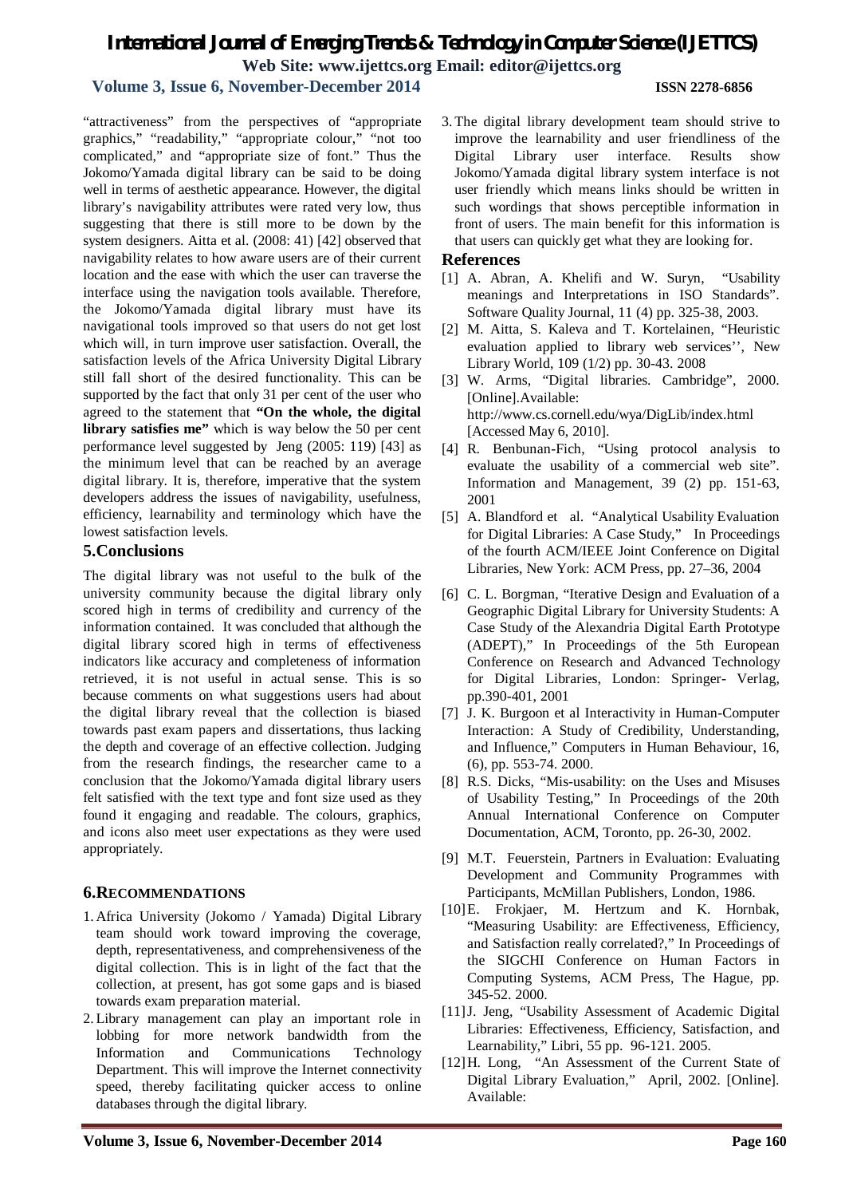"attractiveness" from the perspectives of "appropriate graphics," "readability," "appropriate colour," "not too complicated," and "appropriate size of font." Thus the Jokomo/Yamada digital library can be said to be doing well in terms of aesthetic appearance. However, the digital library's navigability attributes were rated very low, thus suggesting that there is still more to be down by the system designers. Aitta et al. (2008: 41) [42] observed that navigability relates to how aware users are of their current location and the ease with which the user can traverse the interface using the navigation tools available. Therefore, the Jokomo/Yamada digital library must have its navigational tools improved so that users do not get lost which will, in turn improve user satisfaction. Overall, the satisfaction levels of the Africa University Digital Library still fall short of the desired functionality. This can be supported by the fact that only 31 per cent of the user who agreed to the statement that **"On the whole, the digital library satisfies me"** which is way below the 50 per cent performance level suggested by Jeng (2005: 119) [43] as the minimum level that can be reached by an average digital library. It is, therefore, imperative that the system developers address the issues of navigability, usefulness, efficiency, learnability and terminology which have the lowest satisfaction levels.

## 5.Conclusions

The digital library was not useful to the bulk of the university community because the digital library only scored high in terms of credibility and currency of the information contained. It was concluded that although the digital library scored high in terms of effectiveness indicators like accuracy and completeness of information retrieved, it is not useful in actual sense. This is so because comments on what suggestions users had about the digital library reveal that the collection is biased towards past exam papers and dissertations, thus lacking the depth and coverage of an effective collection. Judging from the research findings, the researcher came to a conclusion that the Jokomo/Yamada digital library users felt satisfied with the text type and font size used as they found it engaging and readable. The colours, graphics, and icons also meet user expectations as they were used appropriately.

## 6.RECOMMENDATIONS

1. Africa University (Jokomo / Yamada) Digital Library team should work toward improving the coverage, depth, representativeness, and comprehensiveness of the digital collection. This is in light of the fact that the collection, at present, has got some gaps and is biased towards exam preparation material.
2. Library management can play an important role in lobbing for more network bandwidth from the Information and Communications Technology Department. This will improve the Internet connectivity speed, thereby facilitating quicker access to online databases through the digital library.
3. The digital library development team should strive to improve the learnability and user friendliness of the Digital Library user interface. Results show Jokomo/Yamada digital library system interface is not user friendly which means links should be written in such wordings that shows perceptible information in front of users. The main benefit for this information is that users can quickly get what they are looking for.

## References

[1] A. Abran, A. Khelifi and W. Suryn, "Usability meanings and Interpretations in ISO Standards". Software Quality Journal, 11 (4) pp. 325-38, 2003.

[2] M. Aitta, S. Kaleva and T. Kortelainen, "Heuristic evaluation applied to library web services'', New Library World, 109 (1/2) pp. 30-43. 2008

[3] W. Arms, "Digital libraries. Cambridge", 2000. [Online].Available: http://www.cs.cornell.edu/wya/DigLib/index.html [Accessed May 6, 2010].

[4] R. Benbunan-Fich, "Using protocol analysis to evaluate the usability of a commercial web site". Information and Management, 39 (2) pp. 151-63, 2001

[5] A. Blandford et al. "Analytical Usability Evaluation for Digital Libraries: A Case Study," In Proceedings of the fourth ACM/IEEE Joint Conference on Digital Libraries, New York: ACM Press, pp. 27–36, 2004

[6] C. L. Borgman, "Iterative Design and Evaluation of a Geographic Digital Library for University Students: A Case Study of the Alexandria Digital Earth Prototype (ADEPT)," In Proceedings of the 5th European Conference on Research and Advanced Technology for Digital Libraries, London: Springer- Verlag, pp.390-401, 2001

[7] J. K. Burgoon et al Interactivity in Human-Computer Interaction: A Study of Credibility, Understanding, and Influence," Computers in Human Behaviour, 16, (6), pp. 553-74. 2000.

[8] R.S. Dicks, "Mis-usability: on the Uses and Misuses of Usability Testing," In Proceedings of the 20th Annual International Conference on Computer Documentation, ACM, Toronto, pp. 26-30, 2002.

[9] M.T. Feuerstein, Partners in Evaluation: Evaluating Development and Community Programmes with Participants, McMillan Publishers, London, 1986.

[10] E. Frokjaer, M. Hertzum and K. Hornbak, "Measuring Usability: are Effectiveness, Efficiency, and Satisfaction really correlated?," In Proceedings of the SIGCHI Conference on Human Factors in Computing Systems, ACM Press, The Hague, pp. 345-52. 2000.

[11] J. Jeng, "Usability Assessment of Academic Digital Libraries: Effectiveness, Efficiency, Satisfaction, and Learnability," Libri, 55 pp. 96-121. 2005.

[12] H. Long, "An Assessment of the Current State of Digital Library Evaluation," April, 2002. [Online]. Available: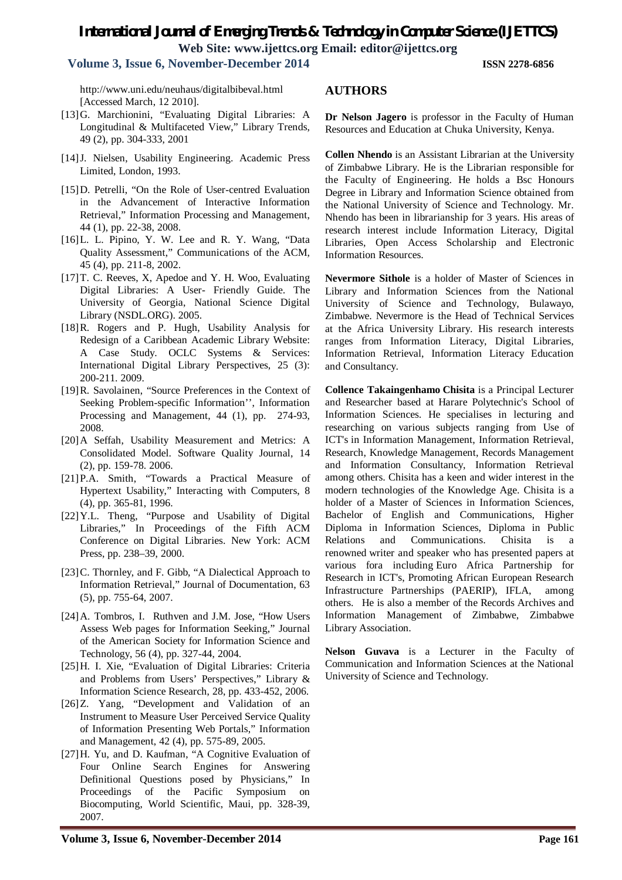http://www.uni.edu/neuhaus/digitalbibeval.html [Accessed March, 12 2010].

[13] G. Marchionini, "Evaluating Digital Libraries: A Longitudinal & Multifaceted View," Library Trends, 49 (2), pp. 304-333, 2001

[14] J. Nielsen, Usability Engineering. Academic Press Limited, London, 1993.

[15] D. Petrelli, "On the Role of User-centred Evaluation in the Advancement of Interactive Information Retrieval," Information Processing and Management, 44 (1), pp. 22-38, 2008.

[16] L. L. Pipino, Y. W. Lee and R. Y. Wang, "Data Quality Assessment," Communications of the ACM, 45 (4), pp. 211-8, 2002.

[17] T. C. Reeves, X, Apedoe and Y. H. Woo, Evaluating Digital Libraries: A User- Friendly Guide. The University of Georgia, National Science Digital Library (NSDL.ORG). 2005.

[18] R. Rogers and P. Hugh, Usability Analysis for Redesign of a Caribbean Academic Library Website: A Case Study. OCLC Systems & Services: International Digital Library Perspectives, 25 (3): 200-211. 2009.

[19] R. Savolainen, "Source Preferences in the Context of Seeking Problem-specific Information'', Information Processing and Management, 44 (1), pp. 274-93, 2008.

[20] A Seffah, Usability Measurement and Metrics: A Consolidated Model. Software Quality Journal, 14 (2), pp. 159-78. 2006.

[21] P.A. Smith, "Towards a Practical Measure of Hypertext Usability," Interacting with Computers, 8 (4), pp. 365-81, 1996.

[22] Y.L. Theng, "Purpose and Usability of Digital Libraries," In Proceedings of the Fifth ACM Conference on Digital Libraries. New York: ACM Press, pp. 238–39, 2000.

[23] C. Thornley, and F. Gibb, "A Dialectical Approach to Information Retrieval," Journal of Documentation, 63 (5), pp. 755-64, 2007.

[24] A. Tombros, I. Ruthven and J.M. Jose, "How Users Assess Web pages for Information Seeking," Journal of the American Society for Information Science and Technology, 56 (4), pp. 327-44, 2004.

[25] H. I. Xie, "Evaluation of Digital Libraries: Criteria and Problems from Users' Perspectives," Library & Information Science Research, 28, pp. 433-452, 2006.

[26] Z. Yang, "Development and Validation of an Instrument to Measure User Perceived Service Quality of Information Presenting Web Portals," Information and Management, 42 (4), pp. 575-89, 2005.

[27] H. Yu, and D. Kaufman, "A Cognitive Evaluation of Four Online Search Engines for Answering Definitional Questions posed by Physicians," In Proceedings of the Pacific Symposium on Biocomputing, World Scientific, Maui, pp. 328-39, 2007.

## AUTHORS

**Dr Nelson Jagero** is professor in the Faculty of Human Resources and Education at Chuka University, Kenya.

**Collen Nhendo** is an Assistant Librarian at the University of Zimbabwe Library. He is the Librarian responsible for the Faculty of Engineering. He holds a Bsc Honours Degree in Library and Information Science obtained from the National University of Science and Technology. Mr. Nhendo has been in librarianship for 3 years. His areas of research interest include Information Literacy, Digital Libraries, Open Access Scholarship and Electronic Information Resources.

**Nevermore Sithole** is a holder of Master of Sciences in Library and Information Sciences from the National University of Science and Technology, Bulawayo, Zimbabwe. Nevermore is the Head of Technical Services at the Africa University Library. His research interests ranges from Information Literacy, Digital Libraries, Information Retrieval, Information Literacy Education and Consultancy.

**Collence Takaingenhamo Chisita** is a Principal Lecturer and Researcher based at Harare Polytechnic's School of Information Sciences. He specialises in lecturing and researching on various subjects ranging from Use of ICT's in Information Management, Information Retrieval, Research, Knowledge Management, Records Management and Information Consultancy, Information Retrieval among others. Chisita has a keen and wider interest in the modern technologies of the Knowledge Age. Chisita is a holder of a Master of Sciences in Information Sciences, Bachelor of English and Communications, Higher Diploma in Information Sciences, Diploma in Public Relations and Communications. Chisita is a renowned writer and speaker who has presented papers at various fora including Euro Africa Partnership for Research in ICT's, Promoting African European Research Infrastructure Partnerships (PAERIP), IFLA, among others. He is also a member of the Records Archives and Information Management of Zimbabwe, Zimbabwe Library Association.

**Nelson Guvava** is a Lecturer in the Faculty of Communication and Information Sciences at the National University of Science and Technology.